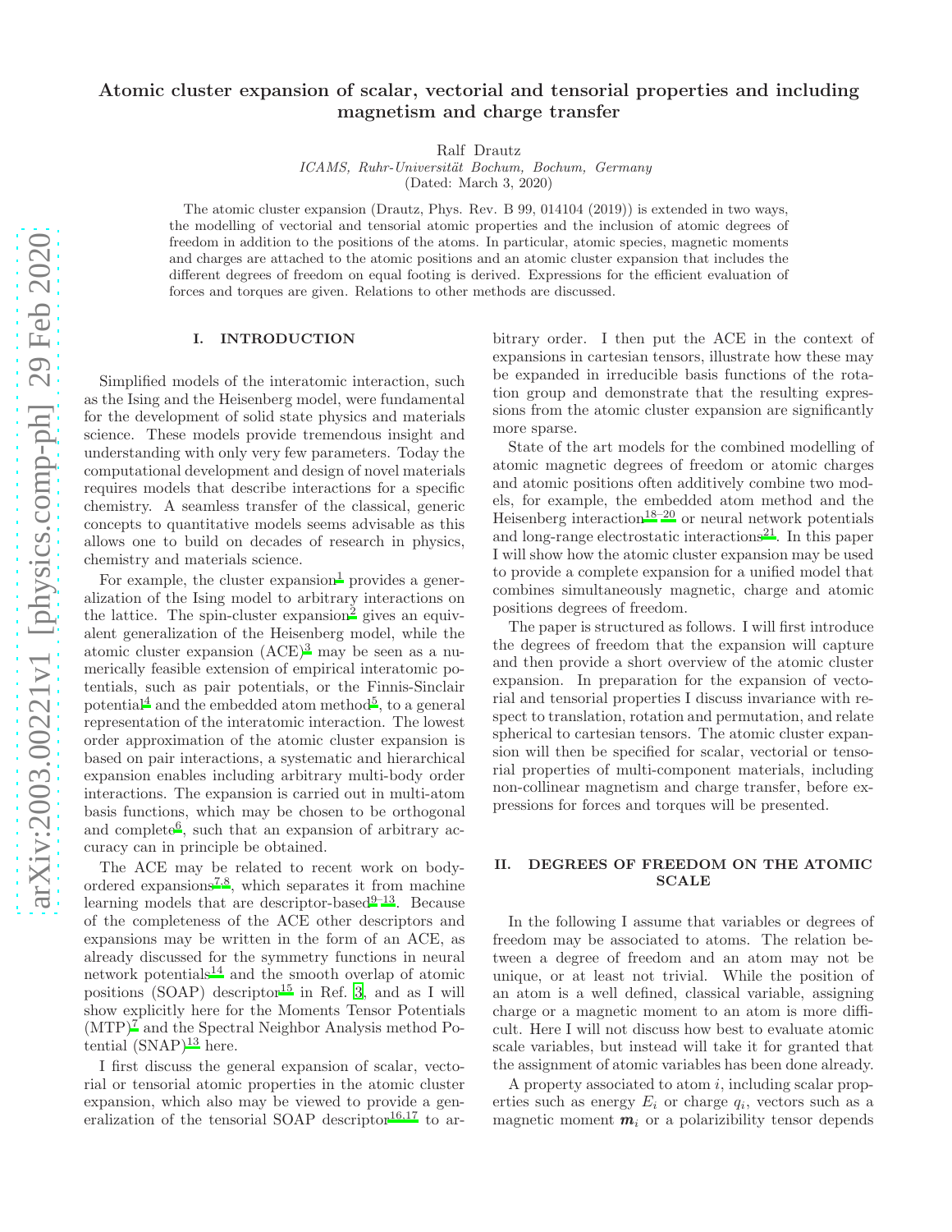# Atomic cluster expansion of scalar, vectorial and tensorial properties and including magnetism and charge transfer

Ralf Drautz

*ICAMS, Ruhr-Universität Bochum, Bochum, Germany*

(Dated: March 3, 2020)

The atomic cluster expansion (Drautz, Phys. Rev. B 99, 014104 (2019)) is extended in two ways, the modelling of vectorial and tensorial atomic properties and the inclusion of atomic degrees of freedom in addition to the positions of the atoms. In particular, atomic species, magnetic moments and charges are attached to the atomic positions and an atomic cluster expansion that includes the different degrees of freedom on equal footing is derived. Expressions for the efficient evaluation of forces and torques are given. Relations to other methods are discussed.

## I. INTRODUCTION

Simplified models of the interatomic interaction, such as the Ising and the Heisenberg model, were fundamental for the development of solid state physics and materials science. These models provide tremendous insight and understanding with only very few parameters. Today the computational development and design of novel materials requires models that describe interactions for a specific chemistry. A seamless transfer of the classical, generic concepts to quantitative models seems advisable as this allows one to build on decades of research in physics, chemistry and materials science.

For example, the cluster expansion[1] provides a generalization of the Ising model to arbitrary interactions on the lattice. The spin-cluster expansion[2] gives an equivalent generalization of the Heisenberg model, while the atomic cluster expansion (ACE)[3] may be seen as a numerically feasible extension of empirical interatomic potentials, such as pair potentials, or the Finnis-Sinclair potential[4] and the embedded atom method[5], to a general representation of the interatomic interaction. The lowest order approximation of the atomic cluster expansion is based on pair interactions, a systematic and hierarchical expansion enables including arbitrary multi-body order interactions. The expansion is carried out in multi-atom basis functions, which may be chosen to be orthogonal and complete[6], such that an expansion of arbitrary accuracy can in principle be obtained.

The ACE may be related to recent work on body-ordered expansions[7,8], which separates it from machine learning models that are descriptor-based[9–13]. Because of the completeness of the ACE other descriptors and expansions may be written in the form of an ACE, as already discussed for the symmetry functions in neural network potentials[14] and the smooth overlap of atomic positions (SOAP) descriptor[15] in Ref. [3], and as I will show explicitly here for the Moments Tensor Potentials (MTP)[7] and the Spectral Neighbor Analysis method Potential (SNAP)[13] here.

I first discuss the general expansion of scalar, vectorial or tensorial atomic properties in the atomic cluster expansion, which also may be viewed to provide a generalization of the tensorial SOAP descriptor[16,17] to arbitrary order. I then put the ACE in the context of expansions in cartesian tensors, illustrate how these may be expanded in irreducible basis functions of the rotation group and demonstrate that the resulting expressions from the atomic cluster expansion are significantly more sparse.

State of the art models for the combined modelling of atomic magnetic degrees of freedom or atomic charges and atomic positions often additively combine two models, for example, the embedded atom method and the Heisenberg interaction[18–20] or neural network potentials and long-range electrostatic interactions[21]. In this paper I will show how the atomic cluster expansion may be used to provide a complete expansion for a unified model that combines simultaneously magnetic, charge and atomic positions degrees of freedom.

The paper is structured as follows. I will first introduce the degrees of freedom that the expansion will capture and then provide a short overview of the atomic cluster expansion. In preparation for the expansion of vectorial and tensorial properties I discuss invariance with respect to translation, rotation and permutation, and relate spherical to cartesian tensors. The atomic cluster expansion will then be specified for scalar, vectorial or tensorial properties of multi-component materials, including non-collinear magnetism and charge transfer, before expressions for forces and torques will be presented.

## II. DEGREES OF FREEDOM ON THE ATOMIC SCALE

In the following I assume that variables or degrees of freedom may be associated to atoms. The relation between a degree of freedom and an atom may not be unique, or at least not trivial. While the position of an atom is a well defined, classical variable, assigning charge or a magnetic moment to an atom is more difficult. Here I will not discuss how best to evaluate atomic scale variables, but instead will take it for granted that the assignment of atomic variables has been done already.

A property associated to atom $i$, including scalar properties such as energy $E_i$ or charge $q_i$, vectors such as a magnetic moment $\boldsymbol{m}_i$ or a polarizibility tensor depends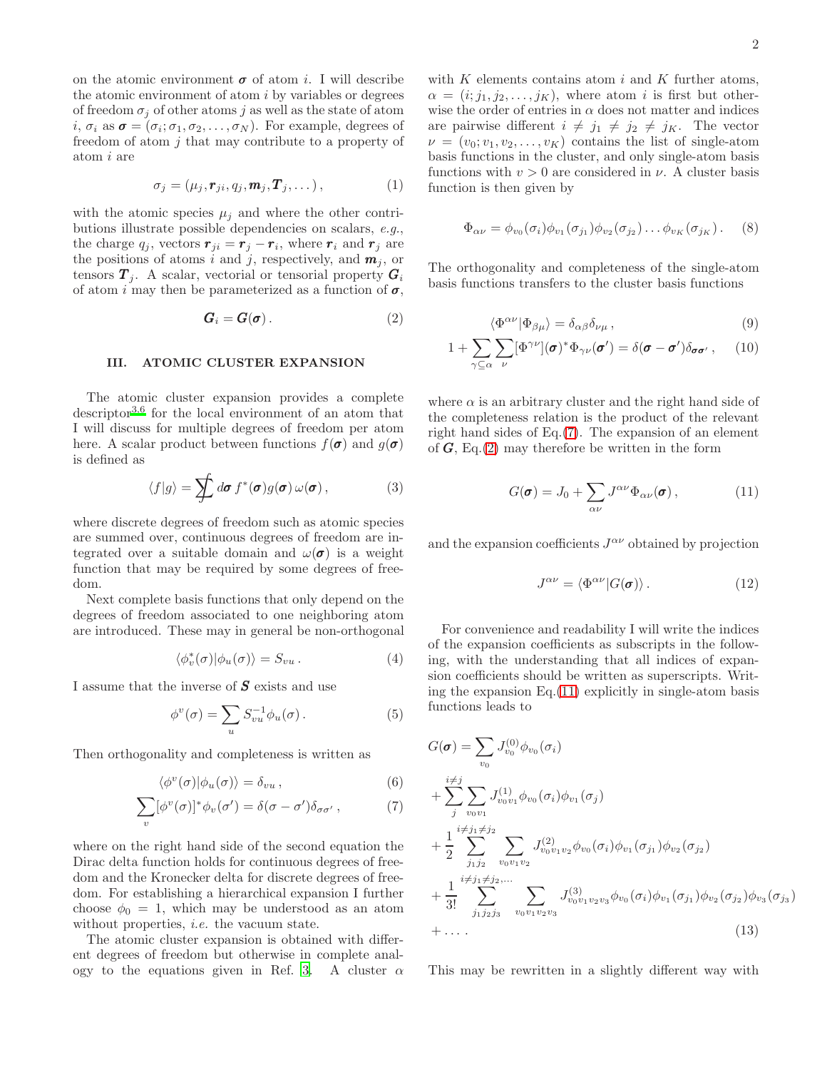on the atomic environment $\boldsymbol{\sigma}$ of atom $i$. I will describe the atomic environment of atom $i$ by variables or degrees of freedom $\sigma_j$ of other atoms $j$ as well as the state of atom $i$, $\sigma_i$ as $\boldsymbol{\sigma} = (\sigma_i; \sigma_1, \sigma_2, \ldots, \sigma_N)$. For example, degrees of freedom of atom $j$ that may contribute to a property of atom $i$ are

$$\sigma_j = (\mu_j, \boldsymbol{r}_{ji}, q_j, \boldsymbol{m}_j, \boldsymbol{T}_j, \ldots)\,, \tag{1}$$

with the atomic species $\mu_j$ and where the other contributions illustrate possible dependencies on scalars, *e.g.*, the charge $q_j$, vectors $\boldsymbol{r}_{ji} = \boldsymbol{r}_j - \boldsymbol{r}_i$, where $\boldsymbol{r}_i$ and $\boldsymbol{r}_j$ are the positions of atoms $i$ and $j$, respectively, and $\boldsymbol{m}_j$, or tensors $\boldsymbol{T}_j$. A scalar, vectorial or tensorial property $\boldsymbol{G}_i$ of atom $i$ may then be parameterized as a function of $\boldsymbol{\sigma}$,

$$\boldsymbol{G}_i = \boldsymbol{G}(\boldsymbol{\sigma})\,. \tag{2}$$

## III. ATOMIC CLUSTER EXPANSION

The atomic cluster expansion provides a complete descriptor[3,6] for the local environment of an atom that I will discuss for multiple degrees of freedom per atom here. A scalar product between functions $f(\boldsymbol{\sigma})$ and $g(\boldsymbol{\sigma})$ is defined as

$$\langle f | g \rangle = \sum\!\!\!\!\!\!\int d\boldsymbol{\sigma}\, f^*(\boldsymbol{\sigma}) g(\boldsymbol{\sigma})\, \omega(\boldsymbol{\sigma})\,, \tag{3}$$

where discrete degrees of freedom such as atomic species are summed over, continuous degrees of freedom are integrated over a suitable domain and $\omega(\boldsymbol{\sigma})$ is a weight function that may be required by some degrees of freedom.

Next complete basis functions that only depend on the degrees of freedom associated to one neighboring atom are introduced. These may in general be non-orthogonal

$$\langle \phi_v^*(\sigma) | \phi_u(\sigma) \rangle = S_{vu}\,. \tag{4}$$

I assume that the inverse of $\boldsymbol{S}$ exists and use

$$\phi^v(\sigma) = \sum_u S^{-1}_{vu} \phi_u(\sigma)\,. \tag{5}$$

Then orthogonality and completeness is written as

$$\langle \phi^v(\sigma) | \phi_u(\sigma) \rangle = \delta_{vu}\,, \tag{6}$$

$$\sum_v [\phi^v(\sigma)]^* \phi_v(\sigma') = \delta(\sigma - \sigma')\delta_{\sigma\sigma'}\,, \tag{7}$$

where on the right hand side of the second equation the Dirac delta function holds for continuous degrees of freedom and the Kronecker delta for discrete degrees of freedom. For establishing a hierarchical expansion I further choose $\phi_0 = 1$, which may be understood as an atom without properties, *i.e.* the vacuum state.

The atomic cluster expansion is obtained with different degrees of freedom but otherwise in complete analogy to the equations given in Ref. [3]. A cluster $\alpha$ with $K$ elements contains atom $i$ and $K$ further atoms, $\alpha = (i; j_1, j_2, \ldots, j_K)$, where atom $i$ is first but otherwise the order of entries in $\alpha$ does not matter and indices are pairwise different $i \neq j_1 \neq j_2 \neq j_K$. The vector $\nu = (v_0; v_1, v_2, \ldots, v_K)$ contains the list of single-atom basis functions in the cluster, and only single-atom basis functions with $v > 0$ are considered in $\nu$. A cluster basis function is then given by

$$\Phi_{\alpha\nu} = \phi_{v_0}(\sigma_i)\phi_{v_1}(\sigma_{j_1})\phi_{v_2}(\sigma_{j_2})\ldots\phi_{v_K}(\sigma_{j_K})\,. \tag{8}$$

The orthogonality and completeness of the single-atom basis functions transfers to the cluster basis functions

$$\langle \Phi^{\alpha\nu} | \Phi_{\beta\mu} \rangle = \delta_{\alpha\beta}\delta_{\nu\mu}\,, \tag{9}$$

$$1 + \sum_{\gamma \subseteq \alpha} \sum_{\nu} [\Phi^{\gamma\nu}](\boldsymbol{\sigma})^* \Phi_{\gamma\nu}(\boldsymbol{\sigma}') = \delta(\boldsymbol{\sigma} - \boldsymbol{\sigma}')\delta_{\boldsymbol{\sigma}\boldsymbol{\sigma}'}\,, \tag{10}$$

where $\alpha$ is an arbitrary cluster and the right hand side of the completeness relation is the product of the relevant right hand sides of Eq.(7). The expansion of an element of $\boldsymbol{G}$, Eq.(2) may therefore be written in the form

$$G(\boldsymbol{\sigma}) = J_0 + \sum_{\alpha\nu} J^{\alpha\nu} \Phi_{\alpha\nu}(\boldsymbol{\sigma})\,, \tag{11}$$

and the expansion coefficients $J^{\alpha\nu}$ obtained by projection

$$J^{\alpha\nu} = \langle \Phi^{\alpha\nu} | G(\boldsymbol{\sigma}) \rangle\,. \tag{12}$$

For convenience and readability I will write the indices of the expansion coefficients as subscripts in the following, with the understanding that all indices of expansion coefficients should be written as superscripts. Writing the expansion Eq.(11) explicitly in single-atom basis functions leads to

$$\begin{aligned}
G(\boldsymbol{\sigma}) &= \sum_{v_0} J^{(0)}_{v_0} \phi_{v_0}(\sigma_i) \\
&+ \sum_{j}^{i \neq j} \sum_{v_0 v_1} J^{(1)}_{v_0 v_1} \phi_{v_0}(\sigma_i)\phi_{v_1}(\sigma_j) \\
&+ \frac{1}{2} \sum_{j_1 j_2}^{i \neq j_1 \neq j_2} \sum_{v_0 v_1 v_2} J^{(2)}_{v_0 v_1 v_2} \phi_{v_0}(\sigma_i)\phi_{v_1}(\sigma_{j_1})\phi_{v_2}(\sigma_{j_2}) \\
&+ \frac{1}{3!} \sum_{j_1 j_2 j_3}^{i \neq j_1 \neq j_2, \ldots} \sum_{v_0 v_1 v_2 v_3} J^{(3)}_{v_0 v_1 v_2 v_3} \phi_{v_0}(\sigma_i)\phi_{v_1}(\sigma_{j_1})\phi_{v_2}(\sigma_{j_2})\phi_{v_3}(\sigma_{j_3}) \\
&+ \ldots\,.
\end{aligned} \tag{13}$$

This may be rewritten in a slightly different way with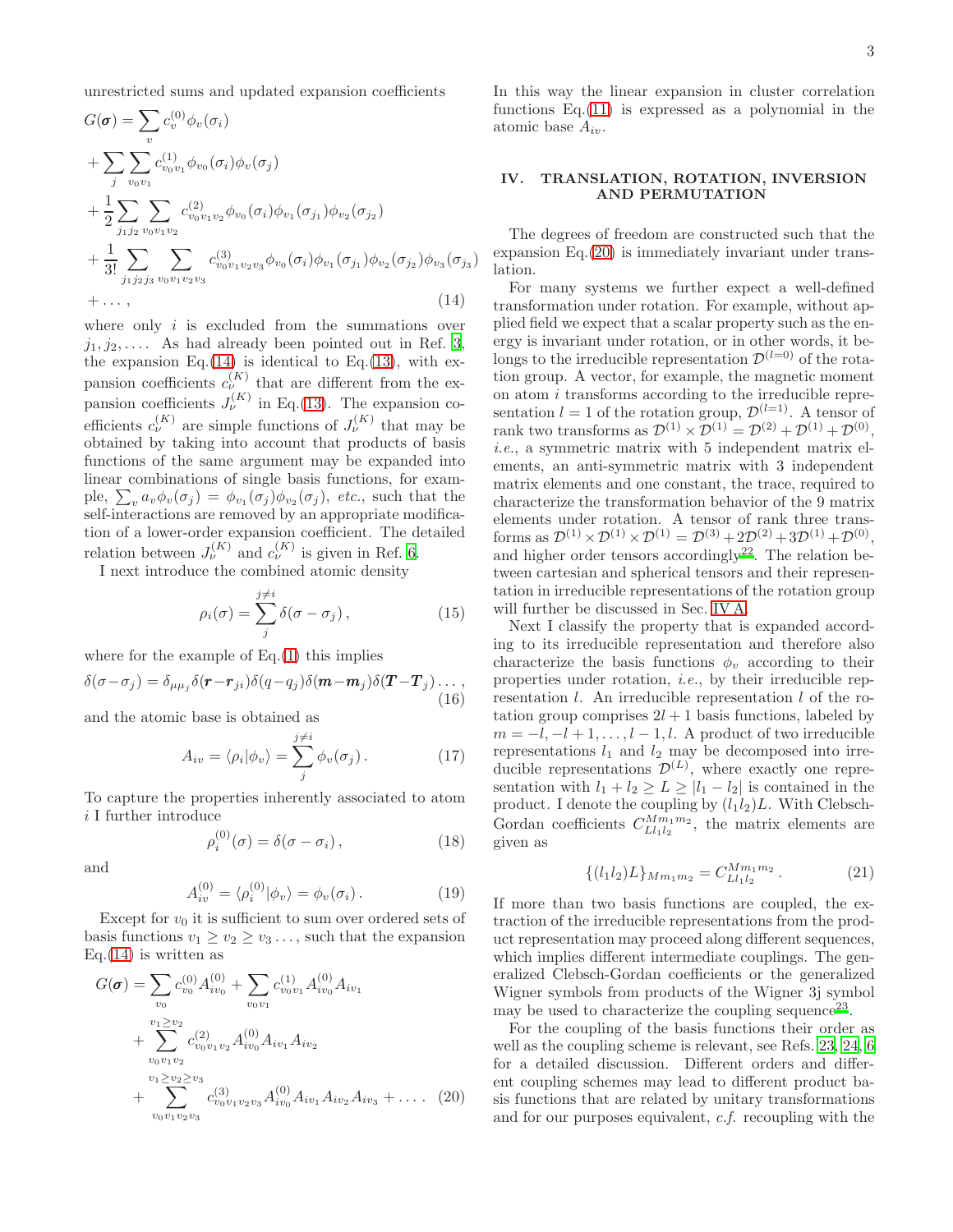unrestricted sums and updated expansion coefficients

$$
\begin{aligned}
G(\boldsymbol{\sigma}) &= \sum_v c_v^{(0)} \phi_v(\sigma_i) \\
&+ \sum_j \sum_{v_0 v_1} c_{v_0 v_1}^{(1)} \phi_{v_0}(\sigma_i) \phi_v(\sigma_j) \\
&+ \frac{1}{2} \sum_{j_1 j_2} \sum_{v_0 v_1 v_2} c_{v_0 v_1 v_2}^{(2)} \phi_{v_0}(\sigma_i) \phi_{v_1}(\sigma_{j_1}) \phi_{v_2}(\sigma_{j_2}) \\
&+ \frac{1}{3!} \sum_{j_1 j_2 j_3} \sum_{v_0 v_1 v_2 v_3} c_{v_0 v_1 v_2 v_3}^{(3)} \phi_{v_0}(\sigma_i) \phi_{v_1}(\sigma_{j_1}) \phi_{v_2}(\sigma_{j_2}) \phi_{v_3}(\sigma_{j_3}) \\
&+ \dots ,
\end{aligned} \tag{14}
$$

where only $i$ is excluded from the summations over $j_1, j_2, \dots$. As had already been pointed out in Ref. 3, the expansion Eq.(14) is identical to Eq.(13), with expansion coefficients $c_\nu^{(K)}$ that are different from the expansion coefficients $J_\nu^{(K)}$ in Eq.(13). The expansion coefficients $c_\nu^{(K)}$ are simple functions of $J_\nu^{(K)}$ that may be obtained by taking into account that products of basis functions of the same argument may be expanded into linear combinations of single basis functions, for example, $\sum_v a_v \phi_v(\sigma_j) = \phi_{v_1}(\sigma_j)\phi_{v_2}(\sigma_j)$, *etc.*, such that the self-interactions are removed by an appropriate modification of a lower-order expansion coefficient. The detailed relation between $J_\nu^{(K)}$ and $c_\nu^{(K)}$ is given in Ref. 6.

I next introduce the combined atomic density

$$
\rho_i(\sigma) = \sum_j^{j \neq i} \delta(\sigma - \sigma_j) \,, \tag{15}
$$

where for the example of Eq.(1) this implies

$$
\delta(\sigma - \sigma_j) = \delta_{\mu\mu_j} \delta(\boldsymbol{r} - \boldsymbol{r}_{ji}) \delta(q - q_j) \delta(\boldsymbol{m} - \boldsymbol{m}_j) \delta(\boldsymbol{T} - \boldsymbol{T}_j) \dots , \tag{16}
$$

and the atomic base is obtained as

$$
A_{iv} = \langle \rho_i | \phi_v \rangle = \sum_j^{j \neq i} \phi_v(\sigma_j) \,. \tag{17}
$$

To capture the properties inherently associated to atom $i$ I further introduce

$$
\rho_i^{(0)}(\sigma) = \delta(\sigma - \sigma_i) \,, \tag{18}
$$

and

$$
A_{iv}^{(0)} = \langle \rho_i^{(0)} | \phi_v \rangle = \phi_v(\sigma_i) \,. \tag{19}
$$

Except for $v_0$ it is sufficient to sum over ordered sets of basis functions $v_1 \geq v_2 \geq v_3 \dots$, such that the expansion Eq.(14) is written as

$$
\begin{aligned}
G(\boldsymbol{\sigma}) &= \sum_{v_0} c_{v_0}^{(0)} A_{iv_0}^{(0)} + \sum_{v_0 v_1} c_{v_0 v_1}^{(1)} A_{iv_0}^{(0)} A_{iv_1} \\
&+ \sum_{v_0 v_1 v_2}^{v_1 \geq v_2} c_{v_0 v_1 v_2}^{(2)} A_{iv_0}^{(0)} A_{iv_1} A_{iv_2} \\
&+ \sum_{v_0 v_1 v_2 v_3}^{v_1 \geq v_2 \geq v_3} c_{v_0 v_1 v_2 v_3}^{(3)} A_{iv_0}^{(0)} A_{iv_1} A_{iv_2} A_{iv_3} + \dots .
\end{aligned} \tag{20}
$$

In this way the linear expansion in cluster correlation functions Eq.(11) is expressed as a polynomial in the atomic base $A_{iv}$.

## IV. TRANSLATION, ROTATION, INVERSION AND PERMUTATION

The degrees of freedom are constructed such that the expansion Eq.(20) is immediately invariant under translation.

For many systems we further expect a well-defined transformation under rotation. For example, without applied field we expect that a scalar property such as the energy is invariant under rotation, or in other words, it belongs to the irreducible representation $\mathcal{D}^{(l=0)}$ of the rotation group. A vector, for example, the magnetic moment on atom $i$ transforms according to the irreducible representation $l=1$ of the rotation group, $\mathcal{D}^{(l=1)}$. A tensor of rank two transforms as $\mathcal{D}^{(1)} \times \mathcal{D}^{(1)} = \mathcal{D}^{(2)} + \mathcal{D}^{(1)} + \mathcal{D}^{(0)}$, *i.e.*, a symmetric matrix with 5 independent matrix elements, an anti-symmetric matrix with 3 independent matrix elements and one constant, the trace, required to characterize the transformation behavior of the 9 matrix elements under rotation. A tensor of rank three transforms as $\mathcal{D}^{(1)} \times \mathcal{D}^{(1)} \times \mathcal{D}^{(1)} = \mathcal{D}^{(3)} + 2\mathcal{D}^{(2)} + 3\mathcal{D}^{(1)} + \mathcal{D}^{(0)}$, and higher order tensors accordingly[22]. The relation between cartesian and spherical tensors and their representation in irreducible representations of the rotation group will further be discussed in Sec. IV A.

Next I classify the property that is expanded according to its irreducible representation and therefore also characterize the basis functions $\phi_v$ according to their properties under rotation, *i.e.*, by their irreducible representation $l$. An irreducible representation $l$ of the rotation group comprises $2l+1$ basis functions, labeled by $m = -l, -l+1, \dots, l-1, l$. A product of two irreducible representations $l_1$ and $l_2$ may be decomposed into irreducible representations $\mathcal{D}^{(L)}$, where exactly one representation with $l_1 + l_2 \geq L \geq |l_1 - l_2|$ is contained in the product. I denote the coupling by $(l_1 l_2)L$. With Clebsch-Gordan coefficients $C_{L l_1 l_2}^{M m_1 m_2}$, the matrix elements are given as

$$
\{(l_1 l_2)L\}_{M m_1 m_2} = C_{L l_1 l_2}^{M m_1 m_2} \,. \tag{21}
$$

If more than two basis functions are coupled, the extraction of the irreducible representations from the product representation may proceed along different sequences, which implies different intermediate couplings. The generalized Clebsch-Gordan coefficients or the generalized Wigner symbols from products of the Wigner 3j symbol may be used to characterize the coupling sequence[23].

For the coupling of the basis functions their order as well as the coupling scheme is relevant, see Refs. 23, 24, 6 for a detailed discussion. Different orders and different coupling schemes may lead to different product basis functions that are related by unitary transformations and for our purposes equivalent, *c.f.* recoupling with the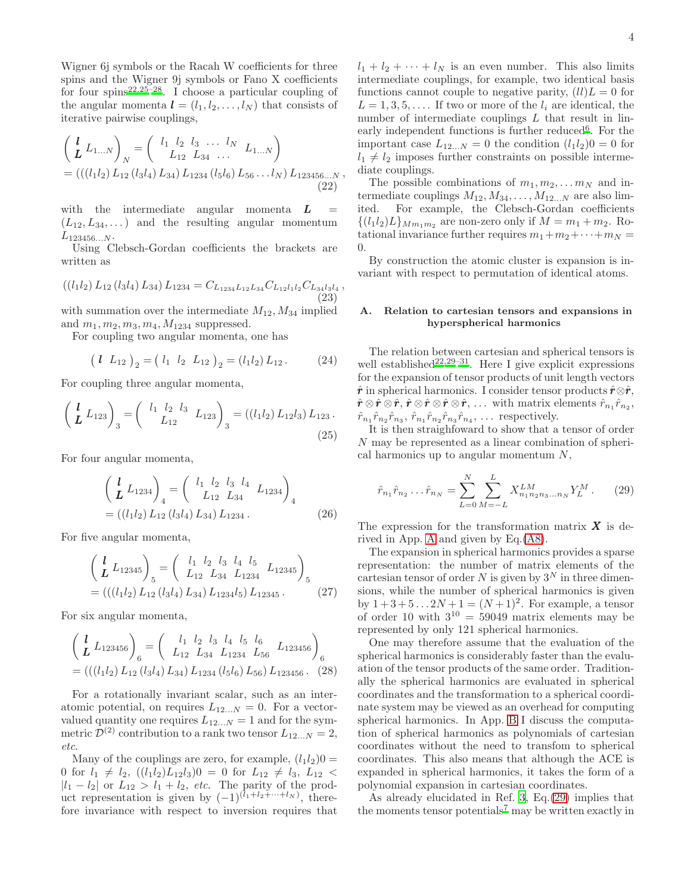Wigner 6j symbols or the Racah W coefficients for three spins and the Wigner 9j symbols or Fano X coefficients for four spins[22,25–28]. I choose a particular coupling of the angular momenta $\boldsymbol{l} = (l_1, l_2, \dots, l_N)$ that consists of iterative pairwise couplings,

$$\begin{aligned}\begin{pmatrix} \boldsymbol{l} \\ \boldsymbol{L} \end{pmatrix} L_{1\dots N} \Big)_N &= \begin{pmatrix} l_1 & l_2 & l_3 & \dots & l_N \\ & L_{12} & L_{34} & \dots & \end{pmatrix} L_{1\dots N} \Big)_N \\ &= (((l_1 l_2)\, L_{12}\, (l_3 l_4)\, L_{34})\, L_{1234}\, (l_5 l_6)\, L_{56} \dots l_N)\, L_{123456\dots N}\,, \end{aligned} \tag{22}$$

with the intermediate angular momenta $\boldsymbol{L} = (L_{12}, L_{34}, \dots)$ and the resulting angular momentum $L_{123456\dots N}$.

Using Clebsch-Gordan coefficients the brackets are written as

$$((l_1 l_2)\, L_{12}\, (l_3 l_4)\, L_{34})\, L_{1234} = C_{L_{1234} L_{12} L_{34}} C_{L_{12} l_1 l_2} C_{L_{34} l_3 l_4}\,, \tag{23}$$

with summation over the intermediate $M_{12}, M_{34}$ implied and $m_1, m_2, m_3, m_4, M_{1234}$ suppressed.

For coupling two angular momenta, one has

$$\left( \boldsymbol{l} \;\; L_{12} \right)_2 = \left( l_1 \;\; l_2 \;\; L_{12} \right)_2 = (l_1 l_2)\, L_{12}\,. \tag{24}$$

For coupling three angular momenta,

$$\begin{pmatrix} \boldsymbol{l} & \\ \boldsymbol{L} & L_{123} \end{pmatrix}_3 = \begin{pmatrix} l_1 & l_2 & l_3 & \\ & L_{12} & & L_{123} \end{pmatrix}_3 = ((l_1 l_2)\, L_{12} l_3)\, L_{123}\,. \tag{25}$$

For four angular momenta,

$$\begin{aligned}\begin{pmatrix} \boldsymbol{l} & \\ \boldsymbol{L} & L_{1234} \end{pmatrix}_4 &= \begin{pmatrix} l_1 & l_2 & l_3 & l_4 & \\ & L_{12} & L_{34} & & L_{1234} \end{pmatrix}_4 \\ &= ((l_1 l_2)\, L_{12}\, (l_3 l_4)\, L_{34})\, L_{1234}\,. \end{aligned} \tag{26}$$

For five angular momenta,

$$\begin{aligned}\begin{pmatrix} \boldsymbol{l} & \\ \boldsymbol{L} & L_{12345} \end{pmatrix}_5 &= \begin{pmatrix} l_1 & l_2 & l_3 & l_4 & l_5 & \\ L_{12} & L_{34} & L_{1234} & & & L_{12345} \end{pmatrix}_5 \\ &= (((l_1 l_2)\, L_{12}\, (l_3 l_4)\, L_{34})\, L_{1234} l_5)\, L_{12345}\,. \end{aligned} \tag{27}$$

For six angular momenta,

$$\begin{aligned}\begin{pmatrix} \boldsymbol{l} & \\ \boldsymbol{L} & L_{123456} \end{pmatrix}_6 &= \begin{pmatrix} l_1 & l_2 & l_3 & l_4 & l_5 & l_6 & \\ L_{12} & L_{34} & L_{1234} & L_{56} & & & L_{123456} \end{pmatrix}_6 \\ &= (((l_1 l_2)\, L_{12}\, (l_3 l_4)\, L_{34})\, L_{1234}\, (l_5 l_6)\, L_{56})\, L_{123456}\,. \end{aligned} \tag{28}$$

For a rotationally invariant scalar, such as an interatomic potential, on requires $L_{12\dots N} = 0$. For a vector-valued quantity one requires $L_{12\dots N} = 1$ and for the symmetric $\mathcal{D}^{(2)}$ contribution to a rank two tensor $L_{12\dots N} = 2$, *etc.*

Many of the couplings are zero, for example, $(l_1 l_2)0 = 0$ for $l_1 \neq l_2$, $((l_1 l_2) L_{12} l_3)0 = 0$ for $L_{12} \neq l_3$, $L_{12} < |l_1 - l_2|$ or $L_{12} > l_1 + l_2$, *etc.* The parity of the product representation is given by $(-1)^{(l_1 + l_2 + \dots + l_N)}$, therefore invariance with respect to inversion requires that $l_1 + l_2 + \dots + l_N$ is an even number. This also limits intermediate couplings, for example, two identical basis functions cannot couple to negative parity, $(ll)L = 0$ for $L = 1, 3, 5, \dots$. If two or more of the $l_i$ are identical, the number of intermediate couplings $L$ that result in linearly independent functions is further reduced[6]. For the important case $L_{12\dots N} = 0$ the condition $(l_1 l_2)0 = 0$ for $l_1 \neq l_2$ imposes further constraints on possible intermediate couplings.

The possible combinations of $m_1, m_2, \dots m_N$ and intermediate couplings $M_{12}, M_{34}, \dots, M_{12\dots N}$ are also limited. For example, the Clebsch-Gordan coefficients $\{(l_1 l_2) L\}_{M m_1 m_2}$ are non-zero only if $M = m_1 + m_2$. Rotational invariance further requires $m_1 + m_2 + \dots + m_N = 0$.

By construction the atomic cluster is expansion is invariant with respect to permutation of identical atoms.

### A. Relation to cartesian tensors and expansions in hyperspherical harmonics

The relation between cartesian and spherical tensors is well established[22,29–31]. Here I give explicit expressions for the expansion of tensor products of unit length vectors $\hat{\boldsymbol{r}}$ in spherical harmonics. I consider tensor products $\hat{\boldsymbol{r}} \otimes \hat{\boldsymbol{r}}$, $\hat{\boldsymbol{r}} \otimes \hat{\boldsymbol{r}} \otimes \hat{\boldsymbol{r}}$, $\hat{\boldsymbol{r}} \otimes \hat{\boldsymbol{r}} \otimes \hat{\boldsymbol{r}} \otimes \hat{\boldsymbol{r}}$, ... with matrix elements $\hat{r}_{n_1} \hat{r}_{n_2}$, $\hat{r}_{n_1} \hat{r}_{n_2} \hat{r}_{n_3}$, $\hat{r}_{n_1} \hat{r}_{n_2} \hat{r}_{n_3} \hat{r}_{n_4}$, ... respectively.

It is then straighfoward to show that a tensor of order $N$ may be represented as a linear combination of spherical harmonics up to angular momentum $N$,

$$\hat{r}_{n_1} \hat{r}_{n_2} \dots \hat{r}_{n_N} = \sum_{L=0}^{N} \sum_{M=-L}^{L} X_{n_1 n_2 n_3 \dots n_N}^{LM} Y_L^M\,. \tag{29}$$

The expression for the transformation matrix $\boldsymbol{X}$ is derived in App. A and given by Eq.(A8).

The expansion in spherical harmonics provides a sparse representation: the number of matrix elements of the cartesian tensor of order $N$ is given by $3^N$ in three dimensions, while the number of spherical harmonics is given by $1 + 3 + 5 \dots 2N + 1 = (N+1)^2$. For example, a tensor of order 10 with $3^{10} = 59049$ matrix elements may be represented by only 121 spherical harmonics.

One may therefore assume that the evaluation of the spherical harmonics is considerably faster than the evaluation of the tensor products of the same order. Traditionally the spherical harmonics are evaluated in spherical coordinates and the transformation to a spherical coordinate system may be viewed as an overhead for computing spherical harmonics. In App. B I discuss the computation of spherical harmonics as polynomials of cartesian coordinates without the need to transfom to spherical coordinates. This also means that although the ACE is expanded in spherical harmonics, it takes the form of a polynomial expansion in cartesian coordinates.

As already elucidated in Ref. 3, Eq.(29) implies that the moments tensor potentials[7] may be written exactly in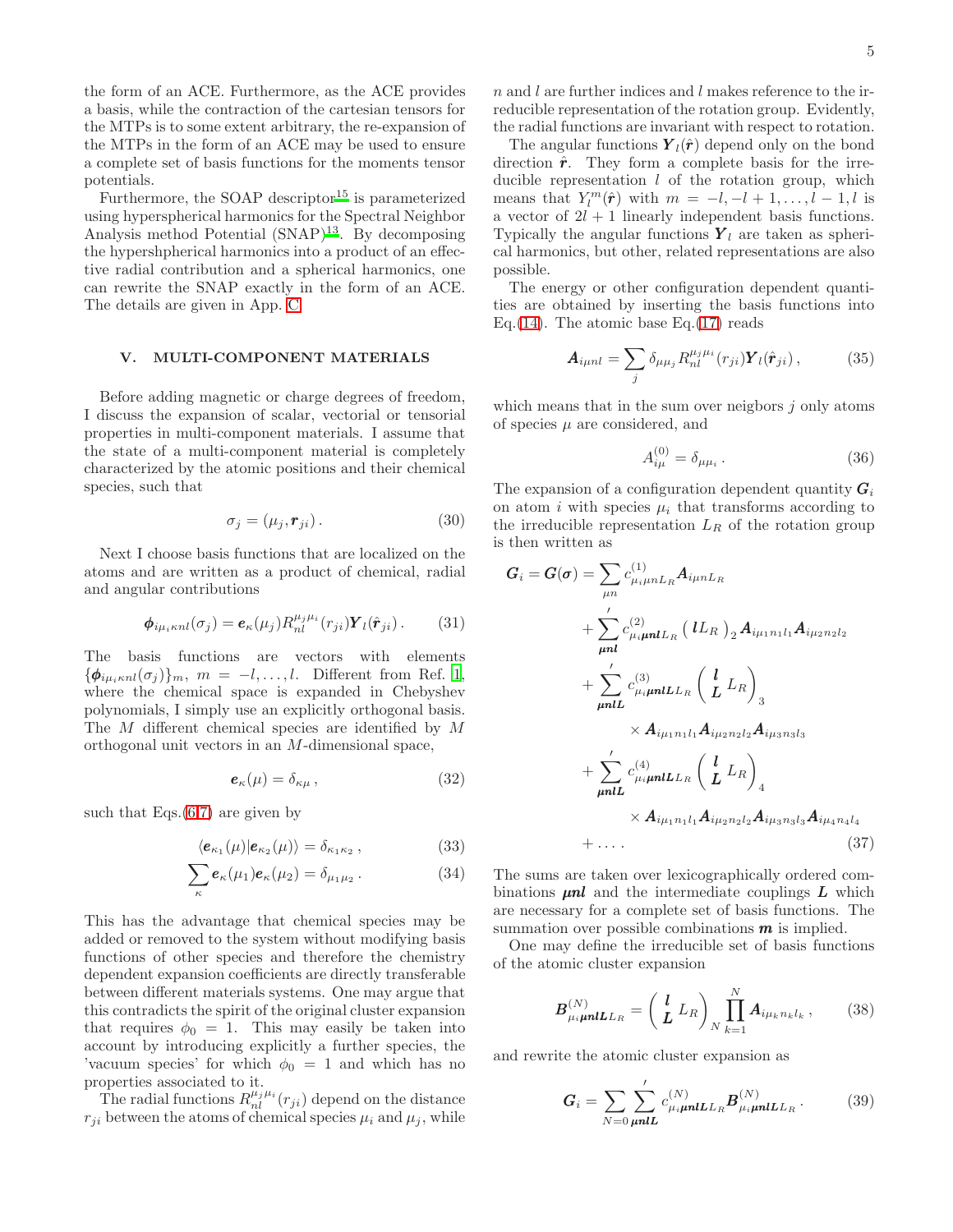the form of an ACE. Furthermore, as the ACE provides a basis, while the contraction of the cartesian tensors for the MTPs is to some extent arbitrary, the re-expansion of the MTPs in the form of an ACE may be used to ensure a complete set of basis functions for the moments tensor potentials.

Furthermore, the SOAP descriptor[15] is parameterized using hyperspherical harmonics for the Spectral Neighbor Analysis method Potential (SNAP)[13]. By decomposing the hypershperical harmonics into a product of an effective radial contribution and a spherical harmonics, one can rewrite the SNAP exactly in the form of an ACE. The details are given in App. C.

## V. MULTI-COMPONENT MATERIALS

Before adding magnetic or charge degrees of freedom, I discuss the expansion of scalar, vectorial or tensorial properties in multi-component materials. I assume that the state of a multi-component material is completely characterized by the atomic positions and their chemical species, such that

$$\sigma_j = (\mu_j, \boldsymbol{r}_{ji}) \,. \tag{30}$$

Next I choose basis functions that are localized on the atoms and are written as a product of chemical, radial and angular contributions

$$\boldsymbol{\phi}_{i\mu_i\kappa nl}(\sigma_j) = \boldsymbol{e}_\kappa(\mu_j) R_{nl}^{\mu_j\mu_i}(r_{ji}) \boldsymbol{Y}_l(\hat{\boldsymbol{r}}_{ji}) \,. \tag{31}$$

The basis functions are vectors with elements $\{\boldsymbol{\phi}_{i\mu_i\kappa nl}(\sigma_j)\}_m$, $m=-l,\dots,l$. Different from Ref. [1], where the chemical space is expanded in Chebyshev polynomials, I simply use an explicitly orthogonal basis. The $M$ different chemical species are identified by $M$ orthogonal unit vectors in an $M$-dimensional space,

$$\boldsymbol{e}_\kappa(\mu) = \delta_{\kappa\mu} \,, \tag{32}$$

such that Eqs.(6,7) are given by

$$\langle \boldsymbol{e}_{\kappa_1}(\mu) | \boldsymbol{e}_{\kappa_2}(\mu) \rangle = \delta_{\kappa_1\kappa_2} \,, \tag{33}$$

$$\sum_\kappa \boldsymbol{e}_\kappa(\mu_1) \boldsymbol{e}_\kappa(\mu_2) = \delta_{\mu_1\mu_2} \,. \tag{34}$$

This has the advantage that chemical species may be added or removed to the system without modifying basis functions of other species and therefore the chemistry dependent expansion coefficients are directly transferable between different materials systems. One may argue that this contradicts the spirit of the original cluster expansion that requires $\phi_0 = 1$. This may easily be taken into account by introducing explicitly a further species, the 'vacuum species' for which $\phi_0 = 1$ and which has no properties associated to it.

The radial functions $R_{nl}^{\mu_j\mu_i}(r_{ji})$ depend on the distance $r_{ji}$ between the atoms of chemical species $\mu_i$ and $\mu_j$, while $n$ and $l$ are further indices and $l$ makes reference to the irreducible representation of the rotation group. Evidently, the radial functions are invariant with respect to rotation.

The angular functions $\boldsymbol{Y}_l(\hat{\boldsymbol{r}})$ depend only on the bond direction $\hat{\boldsymbol{r}}$. They form a complete basis for the irreducible representation $l$ of the rotation group, which means that $Y_l^m(\hat{\boldsymbol{r}})$ with $m=-l,-l+1,\dots,l-1,l$ is a vector of $2l+1$ linearly independent basis functions. Typically the angular functions $\boldsymbol{Y}_l$ are taken as spherical harmonics, but other, related representations are also possible.

The energy or other configuration dependent quantities are obtained by inserting the basis functions into Eq.(14). The atomic base Eq.(17) reads

$$\boldsymbol{A}_{i\mu nl} = \sum_j \delta_{\mu\mu_j} R_{nl}^{\mu_j\mu_i}(r_{ji}) \boldsymbol{Y}_l(\hat{\boldsymbol{r}}_{ji}) \,, \tag{35}$$

which means that in the sum over neigbors $j$ only atoms of species $\mu$ are considered, and

$$A_{i\mu}^{(0)} = \delta_{\mu\mu_i} \,. \tag{36}$$

The expansion of a configuration dependent quantity $\boldsymbol{G}_i$ on atom $i$ with species $\mu_i$ that transforms according to the irreducible representation $L_R$ of the rotation group is then written as

$$\begin{aligned}
\boldsymbol{G}_i = \boldsymbol{G}(\boldsymbol{\sigma}) &= \sum_{\mu n} c^{(1)}_{\mu_i\mu n L_R} \boldsymbol{A}_{i\mu n L_R} \\
&+ \sum_{\boldsymbol{\mu n l}}{}' c^{(2)}_{\mu_i \boldsymbol{\mu n l} L_R} \left( \boldsymbol{l} L_R \right)_2 \boldsymbol{A}_{i\mu_1 n_1 l_1} \boldsymbol{A}_{i\mu_2 n_2 l_2} \\
&+ \sum_{\boldsymbol{\mu n l L}}{}' c^{(3)}_{\mu_i \boldsymbol{\mu n l L} L_R} \begin{pmatrix} \boldsymbol{l} & L_R \\ \boldsymbol{L} & \end{pmatrix}_3 \\
&\qquad \times \boldsymbol{A}_{i\mu_1 n_1 l_1} \boldsymbol{A}_{i\mu_2 n_2 l_2} \boldsymbol{A}_{i\mu_3 n_3 l_3} \\
&+ \sum_{\boldsymbol{\mu n l L}}{}' c^{(4)}_{\mu_i \boldsymbol{\mu n l L} L_R} \begin{pmatrix} \boldsymbol{l} & L_R \\ \boldsymbol{L} & \end{pmatrix}_4 \\
&\qquad \times \boldsymbol{A}_{i\mu_1 n_1 l_1} \boldsymbol{A}_{i\mu_2 n_2 l_2} \boldsymbol{A}_{i\mu_3 n_3 l_3} \boldsymbol{A}_{i\mu_4 n_4 l_4} \\
&+ \dots \,.
\end{aligned} \tag{37}$$

The sums are taken over lexicographically ordered combinations $\boldsymbol{\mu n l}$ and the intermediate couplings $\boldsymbol{L}$ which are necessary for a complete set of basis functions. The summation over possible combinations $\boldsymbol{m}$ is implied.

One may define the irreducible set of basis functions of the atomic cluster expansion

$$\boldsymbol{B}^{(N)}_{\mu_i \boldsymbol{\mu n l L} L_R} = \begin{pmatrix} \boldsymbol{l} & L_R \\ \boldsymbol{L} & \end{pmatrix}_N \prod_{k=1}^N \boldsymbol{A}_{i\mu_k n_k l_k} \,, \tag{38}$$

and rewrite the atomic cluster expansion as

$$\boldsymbol{G}_i = \sum_{N=0} \sum_{\boldsymbol{\mu n l L}}{}' c^{(N)}_{\mu_i \boldsymbol{\mu n l L} L_R} \boldsymbol{B}^{(N)}_{\mu_i \boldsymbol{\mu n l L} L_R} \,. \tag{39}$$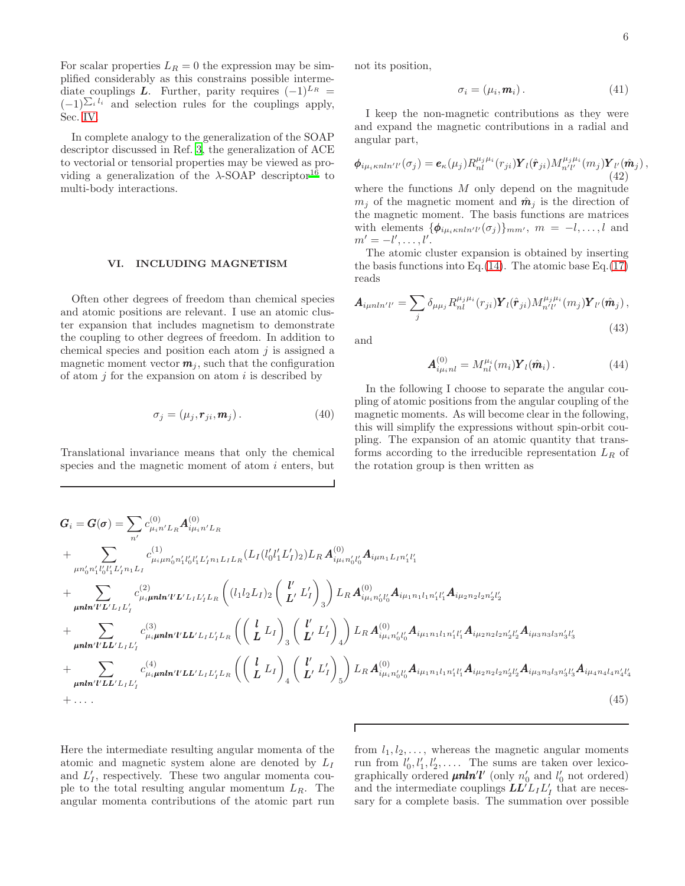For scalar properties $L_R = 0$ the expression may be simplified considerably as this constrains possible intermediate couplings $\boldsymbol{L}$. Further, parity requires $(-1)^{L_R} = (-1)^{\sum_i l_i}$ and selection rules for the couplings apply, Sec. IV.

In complete analogy to the generalization of the SOAP descriptor discussed in Ref. [3], the generalization of ACE to vectorial or tensorial properties may be viewed as providing a generalization of the λ-SOAP descriptor[16] to multi-body interactions.

## VI. INCLUDING MAGNETISM

Often other degrees of freedom than chemical species and atomic positions are relevant. I use an atomic cluster expansion that includes magnetism to demonstrate the coupling to other degrees of freedom. In addition to chemical species and position each atom $j$ is assigned a magnetic moment vector $\boldsymbol{m}_j$, such that the configuration of atom $j$ for the expansion on atom $i$ is described by

$$\sigma_j = (\mu_j, \boldsymbol{r}_{ji}, \boldsymbol{m}_j) \,. \tag{40}$$

Translational invariance means that only the chemical species and the magnetic moment of atom $i$ enters, but not its position,

$$\sigma_i = (\mu_i, \boldsymbol{m}_i) \,. \tag{41}$$

I keep the non-magnetic contributions as they were and expand the magnetic contributions in a radial and angular part,

$$\boldsymbol{\phi}_{i\mu_i\kappa n l n' l'}(\sigma_j) = \boldsymbol{e}_\kappa(\mu_j) R_{nl}^{\mu_j \mu_i}(r_{ji}) \boldsymbol{Y}_l(\hat{\boldsymbol{r}}_{ji}) M_{n'l'}^{\mu_j \mu_i}(m_j) \boldsymbol{Y}_{l'}(\hat{\boldsymbol{m}}_j) \,, \tag{42}$$

where the functions $M$ only depend on the magnitude $m_j$ of the magnetic moment and $\hat{\boldsymbol{m}}_j$ is the direction of the magnetic moment. The basis functions are matrices with elements $\{\boldsymbol{\phi}_{i\mu_i\kappa n l n' l'}(\sigma_j)\}_{mm'}$, $m = -l, \ldots, l$ and $m' = -l', \ldots, l'$.

The atomic cluster expansion is obtained by inserting the basis functions into Eq.(14). The atomic base Eq.(17) reads

$$\boldsymbol{A}_{i\mu n l n' l'} = \sum_j \delta_{\mu\mu_j} R_{nl}^{\mu_j \mu_i}(r_{ji}) \boldsymbol{Y}_l(\hat{\boldsymbol{r}}_{ji}) M_{n'l'}^{\mu_j \mu_i}(m_j) \boldsymbol{Y}_{l'}(\hat{\boldsymbol{m}}_j) \,, \tag{43}$$

and

$$\boldsymbol{A}_{i\mu_i n l}^{(0)} = M_{nl}^{\mu_i}(m_i) \boldsymbol{Y}_l(\hat{\boldsymbol{m}}_i) \,. \tag{44}$$

In the following I choose to separate the angular coupling of atomic positions from the angular coupling of the magnetic moments. As will become clear in the following, this will simplify the expressions without spin-orbit coupling. The expansion of an atomic quantity that transforms according to the irreducible representation $L_R$ of the rotation group is then written as

$$
\begin{aligned}
\boldsymbol{G}_i = \boldsymbol{G}(\boldsymbol{\sigma}) &= \sum_{n'} c^{(0)}_{\mu_i n' L_R} \boldsymbol{A}^{(0)}_{i\mu_i n' L_R} \\
&+ \sum_{\mu n_0' n_1' l_0' l_1' L_I' n_1 L_I} c^{(1)}_{\mu_i \mu n_0' n_1' l_0' l_1' L_I' n_1 L_I L_R} \left(L_I (l_0' l_1' L_I')_2\right) L_R \, \boldsymbol{A}^{(0)}_{i\mu_i n_0' l_0'} \boldsymbol{A}_{i\mu n_1 L_I n_1' l_1'} \\
&+ \sum_{\boldsymbol{\mu n l n' l' L'} L_I L_I'} c^{(2)}_{\mu_i \boldsymbol{\mu n l n' l' L'} L_I L_I' L_R} \left( (l_1 l_2 L_I)_2 \begin{pmatrix} \boldsymbol{l'} \\ \boldsymbol{L'} \end{pmatrix} L_I' \right)_3 \right) L_R \, \boldsymbol{A}^{(0)}_{i\mu_i n_0' l_0'} \boldsymbol{A}_{i\mu_1 n_1 l_1 n_1' l_1'} \boldsymbol{A}_{i\mu_2 n_2 l_2 n_2' l_2'} \\
&+ \sum_{\boldsymbol{\mu n l n' l' L L'} L_I L_I'} c^{(3)}_{\mu_i \boldsymbol{\mu n l n' l' L L'} L_I L_I' L_R} \left( \left( \begin{matrix} \boldsymbol{l} \\ \boldsymbol{L} \end{matrix} L_I \right)_3 \left( \begin{matrix} \boldsymbol{l'} \\ \boldsymbol{L'} \end{matrix} L_I' \right)_4 \right) L_R \, \boldsymbol{A}^{(0)}_{i\mu_i n_0' l_0'} \boldsymbol{A}_{i\mu_1 n_1 l_1 n_1' l_1'} \boldsymbol{A}_{i\mu_2 n_2 l_2 n_2' l_2'} \boldsymbol{A}_{i\mu_3 n_3 l_3 n_3' l_3'} \\
&+ \sum_{\boldsymbol{\mu n l n' l' L L'} L_I L_I'} c^{(4)}_{\mu_i \boldsymbol{\mu n l n' l' L L'} L_I L_I' L_R} \left( \left( \begin{matrix} \boldsymbol{l} \\ \boldsymbol{L} \end{matrix} L_I \right)_4 \left( \begin{matrix} \boldsymbol{l'} \\ \boldsymbol{L'} \end{matrix} L_I' \right)_5 \right) L_R \, \boldsymbol{A}^{(0)}_{i\mu_i n_0' l_0'} \boldsymbol{A}_{i\mu_1 n_1 l_1 n_1' l_1'} \boldsymbol{A}_{i\mu_2 n_2 l_2 n_2' l_2'} \boldsymbol{A}_{i\mu_3 n_3 l_3 n_3' l_3'} \boldsymbol{A}_{i\mu_4 n_4 l_4 n_4' l_4'} \\
&+ \ldots
\end{aligned}
\tag{45}
$$

Here the intermediate resulting angular momenta of the atomic and magnetic system alone are denoted by $L_I$ and $L_I'$, respectively. These two angular momenta couple to the total resulting angular momentum $L_R$. The angular momenta contributions of the atomic part run from $l_1, l_2, \ldots$, whereas the magnetic angular moments run from $l_0', l_1', l_2', \ldots$. The sums are taken over lexicographically ordered $\boldsymbol{\mu n l n' l'}$ (only $n_0'$ and $l_0'$ not ordered) and the intermediate couplings $\boldsymbol{L L'} L_I L_I'$ that are necessary for a complete basis. The summation over possible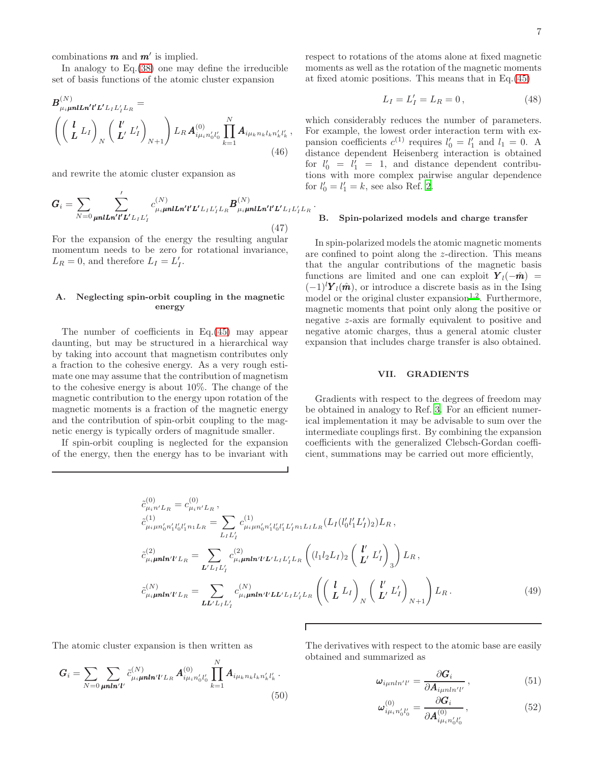combinations $\boldsymbol{m}$ and $\boldsymbol{m}'$ is implied.

In analogy to Eq.(38) one may define the irreducible set of basis functions of the atomic cluster expansion

$$
\boldsymbol{B}^{(N)}_{\mu_i \boldsymbol{\mu} \boldsymbol{n} \boldsymbol{l} \boldsymbol{L} \boldsymbol{n}' \boldsymbol{l}' \boldsymbol{L}' L_I L_I' L_R} = \left( \begin{pmatrix} \boldsymbol{l} \\ \boldsymbol{L} \end{pmatrix} L_I \Big)_N \Big( \begin{pmatrix} \boldsymbol{l}' \\ \boldsymbol{L}' \end{pmatrix} L_I' \Big)_{N+1} \right) L_R \, \boldsymbol{A}^{(0)}_{i\mu_i n_0' l_0'} \prod_{k=1}^{N} \boldsymbol{A}_{i\mu_k n_k l_k n_k' l_k'} \,, \tag{46}
$$

and rewrite the atomic cluster expansion as

$$
\boldsymbol{G}_i = \sum_{N=0} \sum_{\boldsymbol{\mu} \boldsymbol{n} \boldsymbol{l} \boldsymbol{L} \boldsymbol{n}' \boldsymbol{l}' \boldsymbol{L}' L_I L_I'}^{\prime} c^{(N)}_{\mu_i \boldsymbol{\mu} \boldsymbol{n} \boldsymbol{l} \boldsymbol{L} \boldsymbol{n}' \boldsymbol{l}' \boldsymbol{L}' L_I L_I' L_R} \boldsymbol{B}^{(N)}_{\mu_i \boldsymbol{\mu} \boldsymbol{n} \boldsymbol{l} \boldsymbol{L} \boldsymbol{n}' \boldsymbol{l}' \boldsymbol{L}' L_I L_I' L_R} \,. \tag{47}
$$

For the expansion of the energy the resulting angular momentum needs to be zero for rotational invariance, $L_R = 0$, and therefore $L_I = L_I'$.

## A. Neglecting spin-orbit coupling in the magnetic energy

The number of coefficients in Eq.(45) may appear daunting, but may be structured in a hierarchical way by taking into account that magnetism contributes only a fraction to the cohesive energy. As a very rough estimate one may assume that the contribution of magnetism to the cohesive energy is about 10%. The change of the magnetic contribution to the energy upon rotation of the magnetic moments is a fraction of the magnetic energy and the contribution of spin-orbit coupling to the magnetic energy is typically orders of magnitude smaller.

If spin-orbit coupling is neglected for the expansion of the energy, then the energy has to be invariant with respect to rotations of the atoms alone at fixed magnetic moments as well as the rotation of the magnetic moments at fixed atomic positions. This means that in Eq.(45)

$$
L_I = L_I' = L_R = 0 \,, \tag{48}
$$

which considerably reduces the number of parameters. For example, the lowest order interaction term with expansion coefficients $c^{(1)}$ requires $l_0' = l_1'$ and $l_1 = 0$. A distance dependent Heisenberg interaction is obtained for $l_0' = l_1' = 1$, and distance dependent contributions with more complex pairwise angular dependence for $l_0' = l_1' = k$, see also Ref. 2.

## B. Spin-polarized models and charge transfer

In spin-polarized models the atomic magnetic moments are confined to point along the $z$-direction. This means that the angular contributions of the magnetic basis functions are limited and one can exploit $\boldsymbol{Y}_l(-\hat{\boldsymbol{m}}) = (-1)^l \boldsymbol{Y}_l(\hat{\boldsymbol{m}})$, or introduce a discrete basis as in the Ising model or the original cluster expansion[1,2]. Furthermore, magnetic moments that point only along the positive or negative $z$-axis are formally equivalent to positive and negative atomic charges, thus a general atomic cluster expansion that includes charge transfer is also obtained.

# VII. GRADIENTS

Gradients with respect to the degrees of freedom may be obtained in analogy to Ref. 3. For an efficient numerical implementation it may be advisable to sum over the intermediate couplings first. By combining the expansion coefficients with the generalized Clebsch-Gordan coefficient, summations may be carried out more efficiently,

$$
\begin{aligned}
\tilde{c}^{(0)}_{\mu_i n' L_R} &= c^{(0)}_{\mu_i n' L_R} \,, \\
\tilde{c}^{(1)}_{\mu_i \mu n_0' n_1' l_0' l_1' n_1 L_R} &= \sum_{L_I L_I'} c^{(1)}_{\mu_i \mu n_0' n_1' l_0' l_1' L_I' n_1 L_I L_R} (L_I (l_0' l_1' L_I')_2) L_R \,, \\
\tilde{c}^{(2)}_{\mu_i \boldsymbol{\mu} \boldsymbol{n} \boldsymbol{l} \boldsymbol{n}' \boldsymbol{l}' L_R} &= \sum_{\boldsymbol{L}' L_I L_I'} c^{(2)}_{\mu_i \boldsymbol{\mu} \boldsymbol{n} \boldsymbol{l} \boldsymbol{n}' \boldsymbol{l}' \boldsymbol{L}' L_I L_I' L_R} \left( (l_1 l_2 L_I)_2 \begin{pmatrix} \boldsymbol{l}' \\ \boldsymbol{L}' \end{pmatrix} L_I' \Big)_3 \right) L_R \,, \\
\tilde{c}^{(N)}_{\mu_i \boldsymbol{\mu} \boldsymbol{n} \boldsymbol{l} \boldsymbol{n}' \boldsymbol{l}' L_R} &= \sum_{\boldsymbol{L} \boldsymbol{L}' L_I L_I'} c^{(N)}_{\mu_i \boldsymbol{\mu} \boldsymbol{n} \boldsymbol{l} \boldsymbol{n}' \boldsymbol{l}' \boldsymbol{L} \boldsymbol{L}' L_I L_I' L_R} \left( \begin{pmatrix} \boldsymbol{l} \\ \boldsymbol{L} \end{pmatrix} L_I \Big)_N \Big( \begin{pmatrix} \boldsymbol{l}' \\ \boldsymbol{L}' \end{pmatrix} L_I' \Big)_{N+1} \right) L_R \,.
\end{aligned} \tag{49}
$$

The atomic cluster expansion is then written as

$$
\boldsymbol{G}_i = \sum_{N=0} \sum_{\boldsymbol{\mu} \boldsymbol{n} \boldsymbol{l} \boldsymbol{n}' \boldsymbol{l}'} \tilde{c}^{(N)}_{\mu_i \boldsymbol{\mu} \boldsymbol{n} \boldsymbol{l} \boldsymbol{n}' \boldsymbol{l}' L_R} \boldsymbol{A}^{(0)}_{i\mu_i n_0' l_0'} \prod_{k=1}^{N} \boldsymbol{A}_{i\mu_k n_k l_k n_k' l_k'} \,. \tag{50}
$$

The derivatives with respect to the atomic base are easily obtained and summarized as

$$
\boldsymbol{\omega}_{i\mu n l n' l'} = \frac{\partial \boldsymbol{G}_i}{\partial \boldsymbol{A}_{i\mu n l n' l'}} \,, \tag{51}
$$

$$
\boldsymbol{\omega}^{(0)}_{i\mu_i n_0' l_0'} = \frac{\partial \boldsymbol{G}_i}{\partial \boldsymbol{A}^{(0)}_{i\mu_i n_0' l_0'}} \,, \tag{52}
$$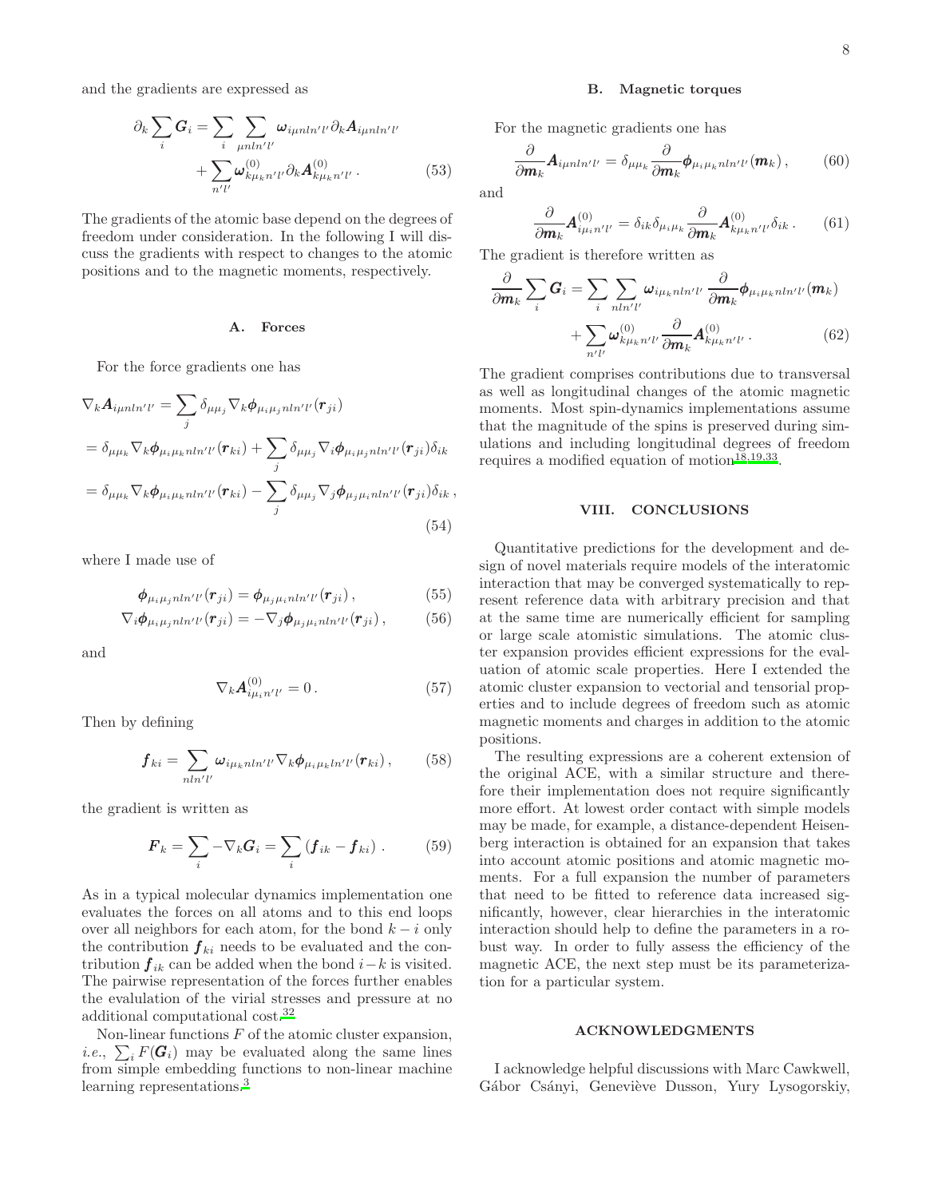and the gradients are expressed as

$$
\partial_k \sum_i \boldsymbol{G}_i = \sum_i \sum_{\mu n l n' l'} \boldsymbol{\omega}_{i\mu n l n' l'} \partial_k \boldsymbol{A}_{i\mu n l n' l'} + \sum_{n' l'} \boldsymbol{\omega}^{(0)}_{k\mu_k n' l'} \partial_k \boldsymbol{A}^{(0)}_{k\mu_k n' l'} \,. \tag{53}
$$

The gradients of the atomic base depend on the degrees of freedom under consideration. In the following I will discuss the gradients with respect to changes to the atomic positions and to the magnetic moments, respectively.

### A. Forces

For the force gradients one has

$$
\begin{aligned}
\nabla_k \boldsymbol{A}_{i\mu n l n' l'} &= \sum_j \delta_{\mu\mu_j} \nabla_k \boldsymbol{\phi}_{\mu_i \mu_j n l n' l'}(\boldsymbol{r}_{ji}) \\
&= \delta_{\mu\mu_k} \nabla_k \boldsymbol{\phi}_{\mu_i \mu_k n l n' l'}(\boldsymbol{r}_{ki}) + \sum_j \delta_{\mu\mu_j} \nabla_i \boldsymbol{\phi}_{\mu_i \mu_j n l n' l'}(\boldsymbol{r}_{ji}) \delta_{ik} \\
&= \delta_{\mu\mu_k} \nabla_k \boldsymbol{\phi}_{\mu_i \mu_k n l n' l'}(\boldsymbol{r}_{ki}) - \sum_j \delta_{\mu\mu_j} \nabla_j \boldsymbol{\phi}_{\mu_j \mu_i n l n' l'}(\boldsymbol{r}_{ji}) \delta_{ik} \,,
\end{aligned} \tag{54}
$$

where I made use of

$$
\boldsymbol{\phi}_{\mu_i \mu_j n l n' l'}(\boldsymbol{r}_{ji}) = \boldsymbol{\phi}_{\mu_j \mu_i n l n' l'}(\boldsymbol{r}_{ji}) \,, \tag{55}
$$

$$
\nabla_i \boldsymbol{\phi}_{\mu_i \mu_j n l n' l'}(\boldsymbol{r}_{ji}) = -\nabla_j \boldsymbol{\phi}_{\mu_j \mu_i n l n' l'}(\boldsymbol{r}_{ji}) \,, \tag{56}
$$

and

$$
\nabla_k \boldsymbol{A}^{(0)}_{i\mu_i n' l'} = 0 \,. \tag{57}
$$

Then by defining

$$
\boldsymbol{f}_{ki} = \sum_{n l n' l'} \boldsymbol{\omega}_{i\mu_k n l n' l'} \nabla_k \boldsymbol{\phi}_{\mu_i \mu_k l n' l'}(\boldsymbol{r}_{ki}) \,, \tag{58}
$$

the gradient is written as

$$
\boldsymbol{F}_k = \sum_i -\nabla_k \boldsymbol{G}_i = \sum_i \left( \boldsymbol{f}_{ik} - \boldsymbol{f}_{ki} \right) . \tag{59}
$$

As in a typical molecular dynamics implementation one evaluates the forces on all atoms and to this end loops over all neighbors for each atom, for the bond $k-i$ only the contribution $\boldsymbol{f}_{ki}$ needs to be evaluated and the contribution $\boldsymbol{f}_{ik}$ can be added when the bond $i-k$ is visited. The pairwise representation of the forces further enables the evalulation of the virial stresses and pressure at no additional computational cost.[32]

Non-linear functions $F$ of the atomic cluster expansion, *i.e.*, $\sum_i F(\boldsymbol{G}_i)$ may be evaluated along the same lines from simple embedding functions to non-linear machine learning representations.[3]

### B. Magnetic torques

For the magnetic gradients one has

$$
\frac{\partial}{\partial \boldsymbol{m}_k} \boldsymbol{A}_{i\mu n l n' l'} = \delta_{\mu\mu_k} \frac{\partial}{\partial \boldsymbol{m}_k} \boldsymbol{\phi}_{\mu_i \mu_k n l n' l'}(\boldsymbol{m}_k) \,, \tag{60}
$$

and

$$
\frac{\partial}{\partial \boldsymbol{m}_k} \boldsymbol{A}^{(0)}_{i\mu_i n' l'} = \delta_{ik} \delta_{\mu_i \mu_k} \frac{\partial}{\partial \boldsymbol{m}_k} \boldsymbol{A}^{(0)}_{k\mu_k n' l'} \delta_{ik} \,. \tag{61}
$$

The gradient is therefore written as

$$
\frac{\partial}{\partial \boldsymbol{m}_k} \sum_i \boldsymbol{G}_i = \sum_i \sum_{n l n' l'} \boldsymbol{\omega}_{i\mu_k n l n' l'} \frac{\partial}{\partial \boldsymbol{m}_k} \boldsymbol{\phi}_{\mu_i \mu_k n l n' l'}(\boldsymbol{m}_k) + \sum_{n' l'} \boldsymbol{\omega}^{(0)}_{k\mu_k n' l'} \frac{\partial}{\partial \boldsymbol{m}_k} \boldsymbol{A}^{(0)}_{k\mu_k n' l'} \,. \tag{62}
$$

The gradient comprises contributions due to transversal as well as longitudinal changes of the atomic magnetic moments. Most spin-dynamics implementations assume that the magnitude of the spins is preserved during simulations and including longitudinal degrees of freedom requires a modified equation of motion[18,19,33].

## VIII. CONCLUSIONS

Quantitative predictions for the development and design of novel materials require models of the interatomic interaction that may be converged systematically to represent reference data with arbitrary precision and that at the same time are numerically efficient for sampling or large scale atomistic simulations. The atomic cluster expansion provides efficient expressions for the evaluation of atomic scale properties. Here I extended the atomic cluster expansion to vectorial and tensorial properties and to include degrees of freedom such as atomic magnetic moments and charges in addition to the atomic positions.

The resulting expressions are a coherent extension of the original ACE, with a similar structure and therefore their implementation does not require significantly more effort. At lowest order contact with simple models may be made, for example, a distance-dependent Heisenberg interaction is obtained for an expansion that takes into account atomic positions and atomic magnetic moments. For a full expansion the number of parameters that need to be fitted to reference data increased significantly, however, clear hierarchies in the interatomic interaction should help to define the parameters in a robust way. In order to fully assess the efficiency of the magnetic ACE, the next step must be its parameterization for a particular system.

## ACKNOWLEDGMENTS

I acknowledge helpful discussions with Marc Cawkwell, Gábor Csányi, Geneviève Dusson, Yury Lysogorskiy,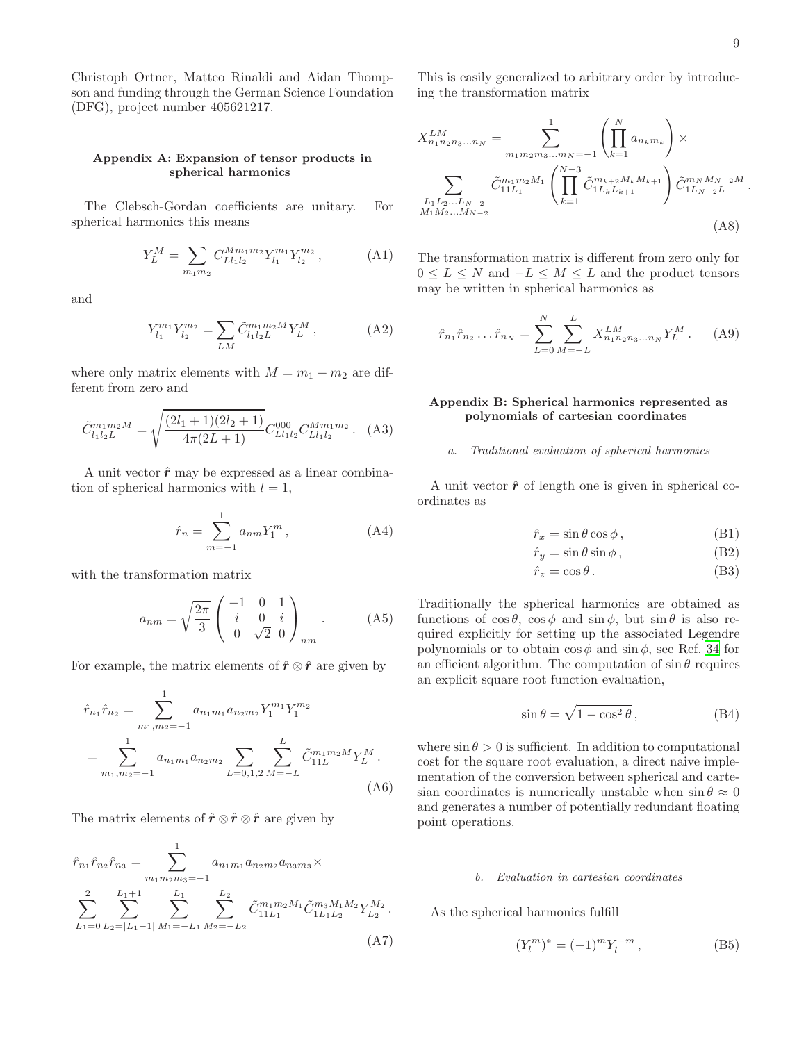Christoph Ortner, Matteo Rinaldi and Aidan Thompson and funding through the German Science Foundation (DFG), project number 405621217.

## Appendix A: Expansion of tensor products in spherical harmonics

The Clebsch-Gordan coefficients are unitary. For spherical harmonics this means

$$Y_L^M = \sum_{m_1 m_2} C_{L l_1 l_2}^{M m_1 m_2} Y_{l_1}^{m_1} Y_{l_2}^{m_2}\,, \tag{A1}$$

and

$$Y_{l_1}^{m_1} Y_{l_2}^{m_2} = \sum_{LM} \tilde{C}_{l_1 l_2 L}^{m_1 m_2 M} Y_L^M\,, \tag{A2}$$

where only matrix elements with $M = m_1 + m_2$ are different from zero and

$$\tilde{C}_{l_1 l_2 L}^{m_1 m_2 M} = \sqrt{\frac{(2l_1+1)(2l_2+1)}{4\pi(2L+1)}} C_{L l_1 l_2}^{000} C_{L l_1 l_2}^{M m_1 m_2}\,. \tag{A3}$$

A unit vector $\hat{\boldsymbol{r}}$ may be expressed as a linear combination of spherical harmonics with $l = 1$,

$$\hat{r}_n = \sum_{m=-1}^{1} a_{nm} Y_1^m\,, \tag{A4}$$

with the transformation matrix

$$a_{nm} = \sqrt{\frac{2\pi}{3}} \begin{pmatrix} -1 & 0 & 1 \\ i & 0 & i \\ 0 & \sqrt{2} & 0 \end{pmatrix}_{nm}\,. \tag{A5}$$

For example, the matrix elements of $\hat{\boldsymbol{r}} \otimes \hat{\boldsymbol{r}}$ are given by

$$\begin{aligned}\hat{r}_{n_1}\hat{r}_{n_2} &= \sum_{m_1, m_2=-1}^{1} a_{n_1 m_1} a_{n_2 m_2} Y_1^{m_1} Y_1^{m_2} \\ &= \sum_{m_1, m_2=-1}^{1} a_{n_1 m_1} a_{n_2 m_2} \sum_{L=0,1,2} \sum_{M=-L}^{L} \tilde{C}_{11L}^{m_1 m_2 M} Y_L^M\,.\end{aligned} \tag{A6}$$

The matrix elements of $\hat{\boldsymbol{r}} \otimes \hat{\boldsymbol{r}} \otimes \hat{\boldsymbol{r}}$ are given by

$$\hat{r}_{n_1}\hat{r}_{n_2}\hat{r}_{n_3} = \sum_{m_1 m_2 m_3=-1}^{1} a_{n_1 m_1} a_{n_2 m_2} a_{n_3 m_3} \times \sum_{L_1=0}^{2} \sum_{L_2=|L_1-1|}^{L_1+1} \sum_{M_1=-L_1}^{L_1} \sum_{M_2=-L_2}^{L_2} \tilde{C}_{11L_1}^{m_1 m_2 M_1} \tilde{C}_{1L_1L_2}^{m_3 M_1 M_2} Y_{L_2}^{M_2}\,. \tag{A7}$$

This is easily generalized to arbitrary order by introducing the transformation matrix

$$X_{n_1 n_2 n_3 \ldots n_N}^{LM} = \sum_{m_1 m_2 m_3 \ldots m_N=-1}^{1} \left( \prod_{k=1}^{N} a_{n_k m_k} \right) \times \sum_{\substack{L_1 L_2 \ldots L_{N-2} \\ M_1 M_2 \ldots M_{N-2}}} \tilde{C}_{11L_1}^{m_1 m_2 M_1} \left( \prod_{k=1}^{N-3} \tilde{C}_{1 L_k L_{k+1}}^{m_{k+2} M_k M_{k+1}} \right) \tilde{C}_{1 L_{N-2} L}^{m_N M_{N-2} M}\,. \tag{A8}$$

The transformation matrix is different from zero only for $0 \le L \le N$ and $-L \le M \le L$ and the product tensors may be written in spherical harmonics as

$$\hat{r}_{n_1}\hat{r}_{n_2}\ldots\hat{r}_{n_N} = \sum_{L=0}^{N} \sum_{M=-L}^{L} X_{n_1 n_2 n_3 \ldots n_N}^{LM} Y_L^M\,. \tag{A9}$$

## Appendix B: Spherical harmonics represented as polynomials of cartesian coordinates

### *a. Traditional evaluation of spherical harmonics*

A unit vector $\hat{\boldsymbol{r}}$ of length one is given in spherical coordinates as

$$\hat{r}_x = \sin\theta\cos\phi\,, \tag{B1}$$

$$\hat{r}_y = \sin\theta\sin\phi\,, \tag{B2}$$

$$\hat{r}_z = \cos\theta\,. \tag{B3}$$

Traditionally the spherical harmonics are obtained as functions of $\cos\theta$, $\cos\phi$ and $\sin\phi$, but $\sin\theta$ is also required explicitly for setting up the associated Legendre polynomials or to obtain $\cos\phi$ and $\sin\phi$, see Ref. 34 for an efficient algorithm. The computation of $\sin\theta$ requires an explicit square root function evaluation,

$$\sin\theta = \sqrt{1-\cos^2\theta}\,, \tag{B4}$$

where $\sin\theta > 0$ is sufficient. In addition to computational cost for the square root evaluation, a direct naive implementation of the conversion between spherical and cartesian coordinates is numerically unstable when $\sin\theta \approx 0$ and generates a number of potentially redundant floating point operations.

### *b. Evaluation in cartesian coordinates*

As the spherical harmonics fulfill

$$(Y_l^m)^* = (-1)^m Y_l^{-m}\,, \tag{B5}$$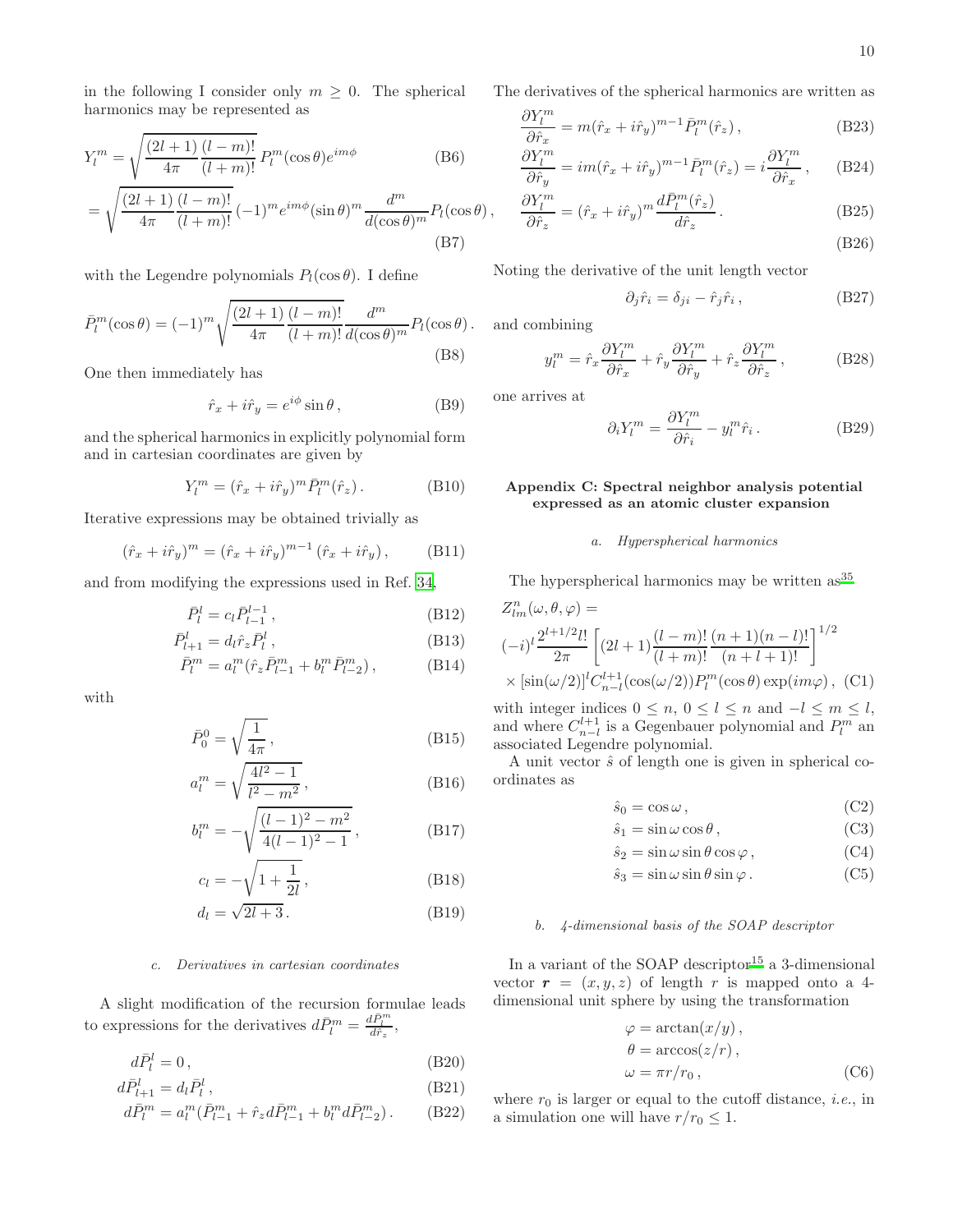in the following I consider only $m \geq 0$. The spherical harmonics may be represented as

$$Y_l^m = \sqrt{\frac{(2l+1)}{4\pi}\frac{(l-m)!}{(l+m)!}}\, P_l^m(\cos\theta) e^{im\phi} \tag{B6}$$

$$= \sqrt{\frac{(2l+1)}{4\pi}\frac{(l-m)!}{(l+m)!}}\,(-1)^m e^{im\phi}(\sin\theta)^m \frac{d^m}{d(\cos\theta)^m} P_l(\cos\theta)\,, \tag{B7}$$

with the Legendre polynomials $P_l(\cos\theta)$. I define

$$\bar{P}_l^m(\cos\theta) = (-1)^m \sqrt{\frac{(2l+1)}{4\pi}\frac{(l-m)!}{(l+m)!}} \frac{d^m}{d(\cos\theta)^m} P_l(\cos\theta)\,. \tag{B8}$$

One then immediately has

$$\hat{r}_x + i\hat{r}_y = e^{i\phi}\sin\theta\,, \tag{B9}$$

and the spherical harmonics in explicitly polynomial form and in cartesian coordinates are given by

$$Y_l^m = (\hat{r}_x + i\hat{r}_y)^m \bar{P}_l^m(\hat{r}_z)\,. \tag{B10}$$

Iterative expressions may be obtained trivially as

$$(\hat{r}_x + i\hat{r}_y)^m = (\hat{r}_x + i\hat{r}_y)^{m-1}(\hat{r}_x + i\hat{r}_y)\,, \tag{B11}$$

and from modifying the expressions used in Ref. [34],

$$\bar{P}_l^l = c_l \bar{P}_{l-1}^{l-1}\,, \tag{B12}$$

$$\bar{P}_{l+1}^l = d_l \hat{r}_z \bar{P}_l^l\,, \tag{B13}$$

$$\bar{P}_l^m = a_l^m(\hat{r}_z \bar{P}_{l-1}^m + b_l^m \bar{P}_{l-2}^m)\,, \tag{B14}$$

with

$$\bar{P}_0^0 = \sqrt{\frac{1}{4\pi}}\,, \tag{B15}$$

$$a_l^m = \sqrt{\frac{4l^2-1}{l^2-m^2}}\,, \tag{B16}$$

$$b_l^m = -\sqrt{\frac{(l-1)^2-m^2}{4(l-1)^2-1}}\,, \tag{B17}$$

$$c_l = -\sqrt{1+\frac{1}{2l}}\,, \tag{B18}$$

$$d_l = \sqrt{2l+3}\,. \tag{B19}$$

### c. Derivatives in cartesian coordinates

A slight modification of the recursion formulae leads to expressions for the derivatives $d\bar{P}_l^m = \frac{d\bar{P}_l^m}{d\hat{r}_z}$,

$$d\bar{P}_l^l = 0\,, \tag{B20}$$

$$d\bar{P}_{l+1}^l = d_l \bar{P}_l^l\,, \tag{B21}$$

$$d\bar{P}_l^m = a_l^m(\bar{P}_{l-1}^m + \hat{r}_z d\bar{P}_{l-1}^m + b_l^m d\bar{P}_{l-2}^m)\,. \tag{B22}$$

The derivatives of the spherical harmonics are written as

$$\frac{\partial Y_l^m}{\partial \hat{r}_x} = m(\hat{r}_x + i\hat{r}_y)^{m-1}\bar{P}_l^m(\hat{r}_z)\,, \tag{B23}$$

$$\frac{\partial Y_l^m}{\partial \hat{r}_y} = im(\hat{r}_x + i\hat{r}_y)^{m-1}\bar{P}_l^m(\hat{r}_z) = i\frac{\partial Y_l^m}{\partial \hat{r}_x}\,, \tag{B24}$$

$$\frac{\partial Y_l^m}{\partial \hat{r}_z} = (\hat{r}_x + i\hat{r}_y)^m \frac{d\bar{P}_l^m(\hat{r}_z)}{d\hat{r}_z}\,. \tag{B25}$$

(B26)

Noting the derivative of the unit length vector

$$\partial_j \hat{r}_i = \delta_{ji} - \hat{r}_j\hat{r}_i\,, \tag{B27}$$

and combining

$$y_l^m = \hat{r}_x\frac{\partial Y_l^m}{\partial \hat{r}_x} + \hat{r}_y\frac{\partial Y_l^m}{\partial \hat{r}_y} + \hat{r}_z\frac{\partial Y_l^m}{\partial \hat{r}_z}\,, \tag{B28}$$

one arrives at

$$\partial_i Y_l^m = \frac{\partial Y_l^m}{\partial \hat{r}_i} - y_l^m \hat{r}_i\,. \tag{B29}$$

## Appendix C: Spectral neighbor analysis potential expressed as an atomic cluster expansion

### a. Hyperspherical harmonics

The hyperspherical harmonics may be written as[35]

$$Z_{lm}^n(\omega,\theta,\varphi) = (-i)^l \frac{2^{l+1/2}l!}{2\pi}\left[(2l+1)\frac{(l-m)!}{(l+m)!}\frac{(n+1)(n-l)!}{(n+l+1)!}\right]^{1/2} \times [\sin(\omega/2)]^l C_{n-l}^{l+1}(\cos(\omega/2)) P_l^m(\cos\theta)\exp(im\varphi)\,, \tag{C1}$$

with integer indices $0 \leq n$, $0 \leq l \leq n$ and $-l \leq m \leq l$, and where $C_{n-l}^{l+1}$ is a Gegenbauer polynomial and $P_l^m$ an associated Legendre polynomial.

A unit vector $\hat{s}$ of length one is given in spherical coordinates as

$$\hat{s}_0 = \cos\omega\,, \tag{C2}$$

$$\hat{s}_1 = \sin\omega\cos\theta\,, \tag{C3}$$

$$\hat{s}_2 = \sin\omega\sin\theta\cos\varphi\,, \tag{C4}$$

$$\hat{s}_3 = \sin\omega\sin\theta\sin\varphi\,. \tag{C5}$$

### b. 4-dimensional basis of the SOAP descriptor

In a variant of the SOAP descriptor[15] a 3-dimensional vector $\boldsymbol{r} = (x, y, z)$ of length $r$ is mapped onto a 4-dimensional unit sphere by using the transformation

$$\varphi = \arctan(x/y)\,,$$
$$\theta = \arccos(z/r)\,,$$
$$\omega = \pi r/r_0\,, \tag{C6}$$

where $r_0$ is larger or equal to the cutoff distance, *i.e.*, in a simulation one will have $r/r_0 \leq 1$.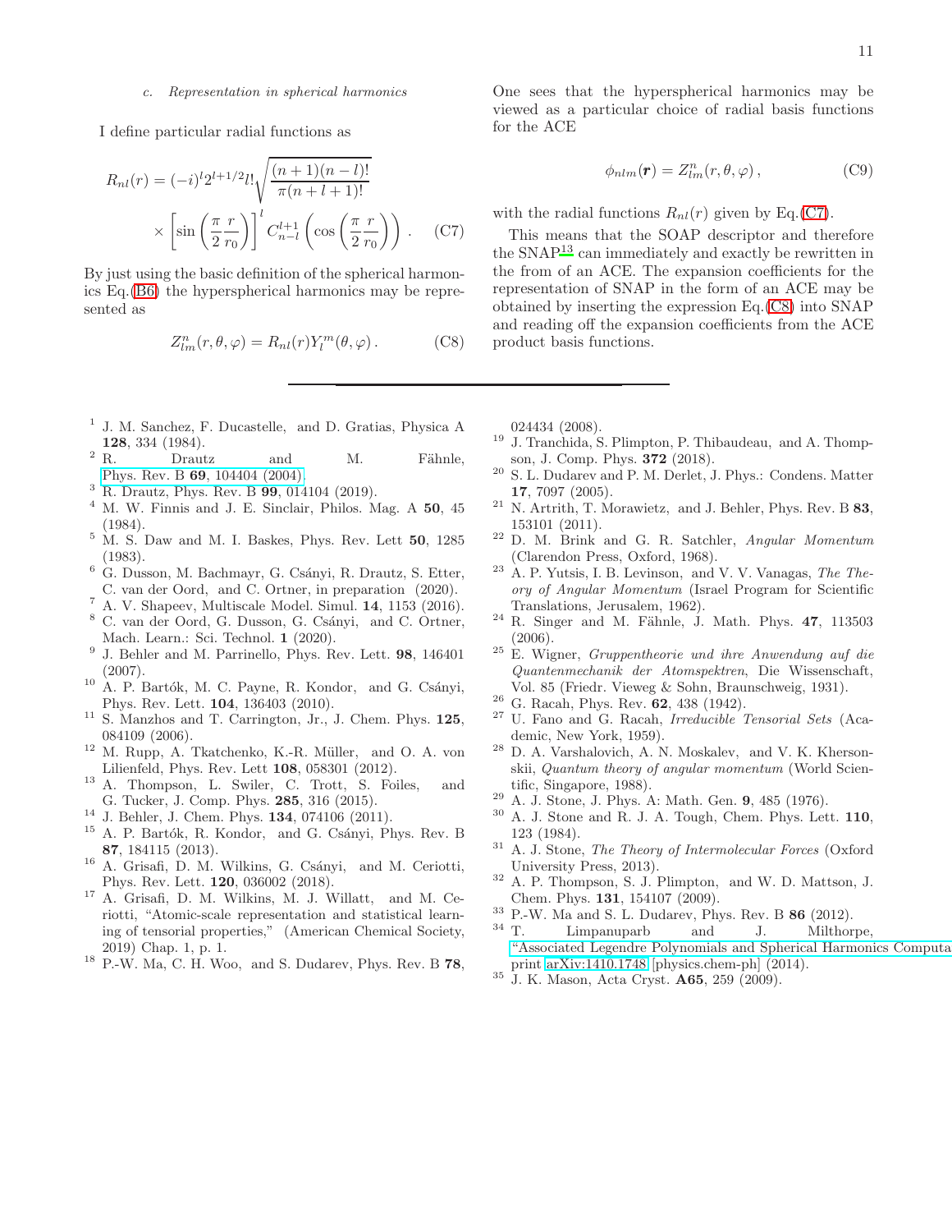### c. Representation in spherical harmonics

I define particular radial functions as

$$R_{nl}(r) = (-i)^l 2^{l+1/2} l! \sqrt{\frac{(n+1)(n-l)!}{\pi(n+l+1)!}} \times \left[\sin\left(\frac{\pi}{2}\frac{r}{r_0}\right)\right]^l C_{n-l}^{l+1}\left(\cos\left(\frac{\pi}{2}\frac{r}{r_0}\right)\right) . \quad \text{(C7)}$$

By just using the basic definition of the spherical harmonics Eq.(B6) the hyperspherical harmonics may be represented as

$$Z_{lm}^n(r,\theta,\varphi) = R_{nl}(r) Y_l^m(\theta,\varphi) . \quad \text{(C8)}$$

One sees that the hyperspherical harmonics may be viewed as a particular choice of radial basis functions for the ACE

$$\phi_{nlm}(\boldsymbol{r}) = Z_{lm}^n(r,\theta,\varphi) , \quad \text{(C9)}$$

with the radial functions $R_{nl}(r)$ given by Eq.(C7).

This means that the SOAP descriptor and therefore the SNAP[13] can immediately and exactly be rewritten in the from of an ACE. The expansion coefficients for the representation of SNAP in the form of an ACE may be obtained by inserting the expression Eq.(C8) into SNAP and reading off the expansion coefficients from the ACE product basis functions.

---

[1] J. M. Sanchez, F. Ducastelle, and D. Gratias, Physica A **128**, 334 (1984).

[2] R. Drautz and M. Fähnle, Phys. Rev. B **69**, 104404 (2004).

[3] R. Drautz, Phys. Rev. B **99**, 014104 (2019).

[4] M. W. Finnis and J. E. Sinclair, Philos. Mag. A **50**, 45 (1984).

[5] M. S. Daw and M. I. Baskes, Phys. Rev. Lett **50**, 1285 (1983).

[6] G. Dusson, M. Bachmayr, G. Csányi, R. Drautz, S. Etter, C. van der Oord, and C. Ortner, in preparation (2020).

[7] A. V. Shapeev, Multiscale Model. Simul. **14**, 1153 (2016).

[8] C. van der Oord, G. Dusson, G. Csányi, and C. Ortner, Mach. Learn.: Sci. Technol. **1** (2020).

[9] J. Behler and M. Parrinello, Phys. Rev. Lett. **98**, 146401 (2007).

[10] A. P. Bartók, M. C. Payne, R. Kondor, and G. Csányi, Phys. Rev. Lett. **104**, 136403 (2010).

[11] S. Manzhos and T. Carrington, Jr., J. Chem. Phys. **125**, 084109 (2006).

[12] M. Rupp, A. Tkatchenko, K.-R. Müller, and O. A. von Lilienfeld, Phys. Rev. Lett **108**, 058301 (2012).

[13] A. Thompson, L. Swiler, C. Trott, S. Foiles, and G. Tucker, J. Comp. Phys. **285**, 316 (2015).

[14] J. Behler, J. Chem. Phys. **134**, 074106 (2011).

[15] A. P. Bartók, R. Kondor, and G. Csányi, Phys. Rev. B **87**, 184115 (2013).

[16] A. Grisafi, D. M. Wilkins, G. Csányi, and M. Ceriotti, Phys. Rev. Lett. **120**, 036002 (2018).

[17] A. Grisafi, D. M. Wilkins, M. J. Willatt, and M. Ceriotti, "Atomic-scale representation and statistical learning of tensorial properties," (American Chemical Society, 2019) Chap. 1, p. 1.

[18] P.-W. Ma, C. H. Woo, and S. Dudarev, Phys. Rev. B **78**, 024434 (2008).

[19] J. Tranchida, S. Plimpton, P. Thibaudeau, and A. Thompson, J. Comp. Phys. **372** (2018).

[20] S. L. Dudarev and P. M. Derlet, J. Phys.: Condens. Matter **17**, 7097 (2005).

[21] N. Artrith, T. Morawietz, and J. Behler, Phys. Rev. B **83**, 153101 (2011).

[22] D. M. Brink and G. R. Satchler, *Angular Momentum* (Clarendon Press, Oxford, 1968).

[23] A. P. Yutsis, I. B. Levinson, and V. V. Vanagas, *The Theory of Angular Momentum* (Israel Program for Scientific Translations, Jerusalem, 1962).

[24] R. Singer and M. Fähnle, J. Math. Phys. **47**, 113503 (2006).

[25] E. Wigner, *Gruppentheorie und ihre Anwendung auf die Quantenmechanik der Atomspektren*, Die Wissenschaft, Vol. 85 (Friedr. Vieweg & Sohn, Braunschweig, 1931).

[26] G. Racah, Phys. Rev. **62**, 438 (1942).

[27] U. Fano and G. Racah, *Irreducible Tensorial Sets* (Academic, New York, 1959).

[28] D. A. Varshalovich, A. N. Moskalev, and V. K. Khersonskii, *Quantum theory of angular momentum* (World Scientific, Singapore, 1988).

[29] A. J. Stone, J. Phys. A: Math. Gen. **9**, 485 (1976).

[30] A. J. Stone and R. J. A. Tough, Chem. Phys. Lett. **110**, 123 (1984).

[31] A. J. Stone, *The Theory of Intermolecular Forces* (Oxford University Press, 2013).

[32] A. P. Thompson, S. J. Plimpton, and W. D. Mattson, J. Chem. Phys. **131**, 154107 (2009).

[33] P.-W. Ma and S. L. Dudarev, Phys. Rev. B **86** (2012).

[34] T. Limpanuparb and J. Milthorpe, "Associated Legendre Polynomials and Spherical Harmonics Computa print arXiv:1410.1748 [physics.chem-ph] (2014).

[35] J. K. Mason, Acta Cryst. **A65**, 259 (2009).